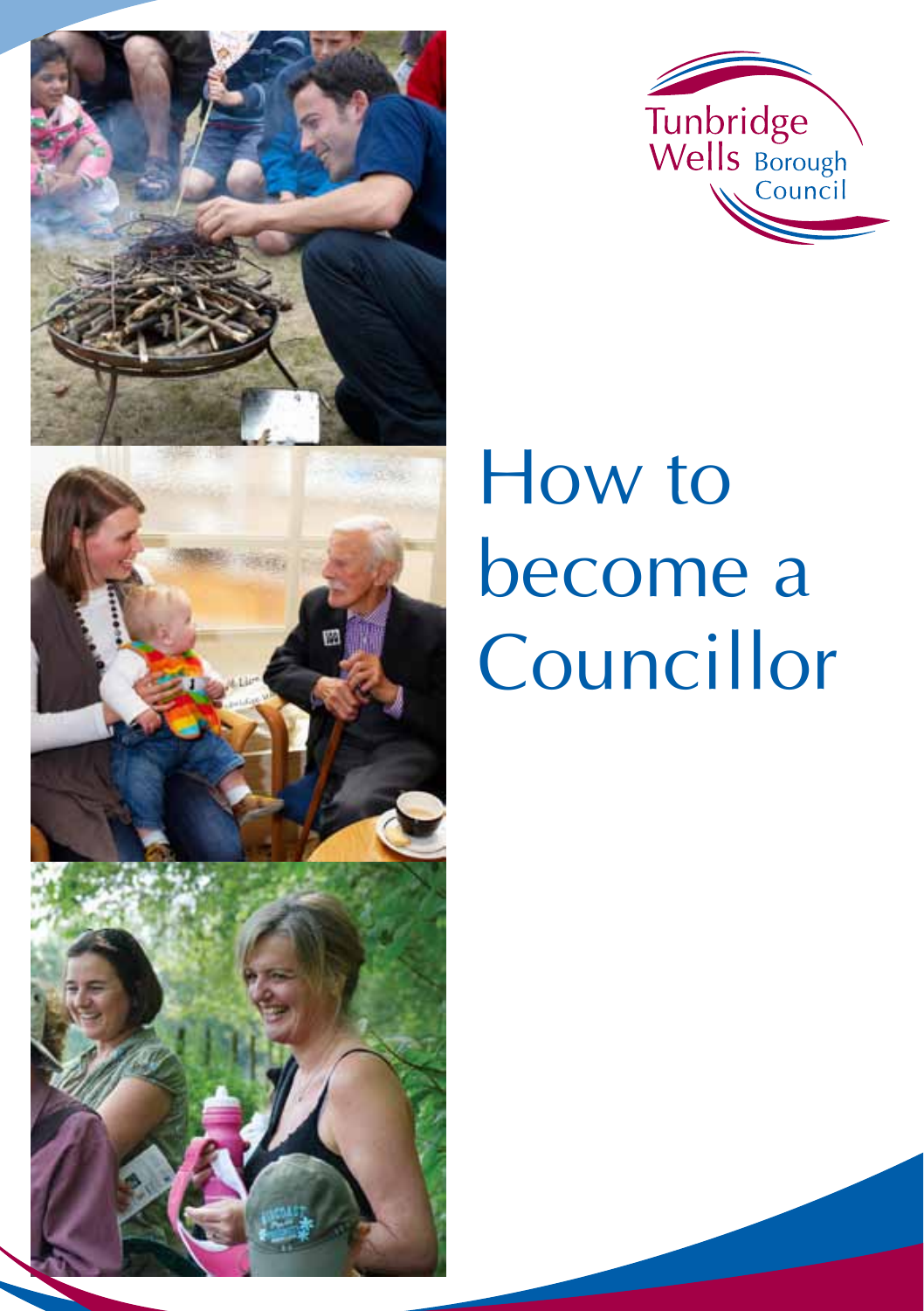Tunbridge Wells Borough Council

# How to become a Councillor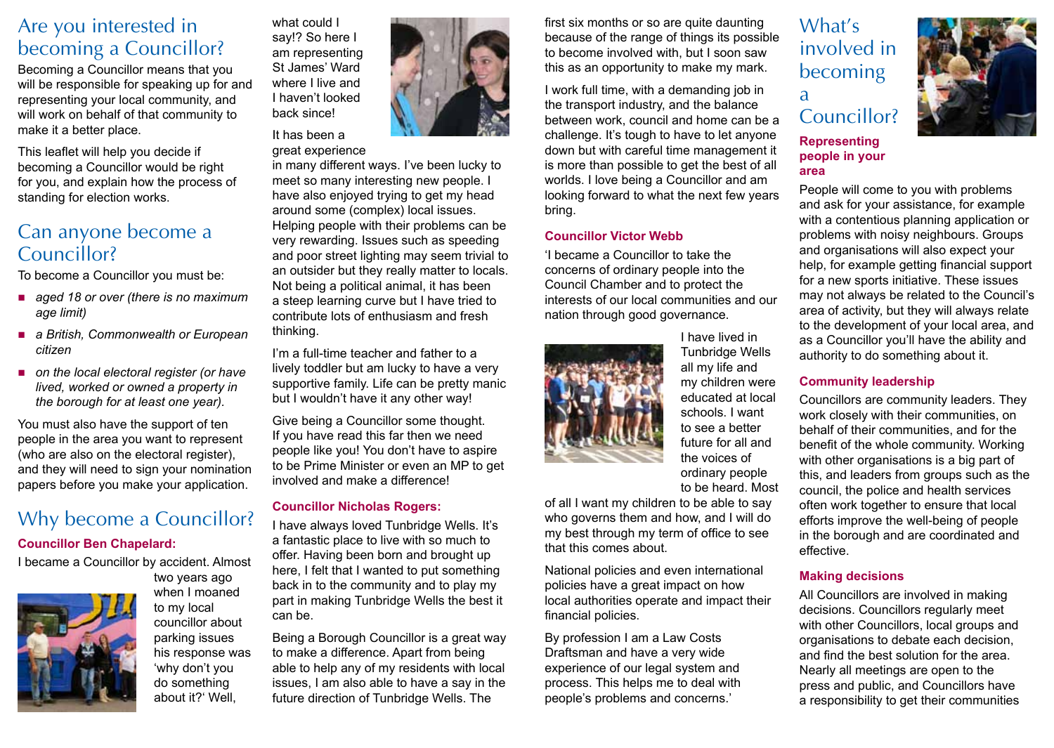## Are you interested in becoming a Councillor?

Becoming a Councillor means that you will be responsible for speaking up for and representing your local community, and will work on behalf of that community to make it a better place.

This leaflet will help you decide if becoming a Councillor would be right for you, and explain how the process of standing for election works.

## Can anyone become a Councillor?

To become a Councillor you must be:

- *aged 18 or over (there is no maximum age limit)*
- *a British, Commonwealth or European citizen*
- *on the local electoral register (or have lived, worked or owned a property in the borough for at least one year).*

You must also have the support of ten people in the area you want to represent (who are also on the electoral register), and they will need to sign your nomination papers before you make your application.

## Why become a Councillor?

**Councillor Ben Chapelard:**

I became a Councillor by accident. Almost two years ago when I moaned to my local councillor about parking issues his response was 'why don't you do something about it?' Well, what could I say!? So here I am representing St James' Ward where I live and I haven't looked back since!

It has been a great experience in many different ways. I've been lucky to meet so many interesting new people. I have also enjoyed trying to get my head around some (complex) local issues. Helping people with their problems can be very rewarding. Issues such as speeding and poor street lighting may seem trivial to an outsider but they really matter to locals. Not being a political animal, it has been a steep learning curve but I have tried to contribute lots of enthusiasm and fresh thinking.

I'm a full-time teacher and father to a lively toddler but am lucky to have a very supportive family. Life can be pretty manic but I wouldn't have it any other way!

Give being a Councillor some thought. If you have read this far then we need people like you! You don't have to aspire to be Prime Minister or even an MP to get involved and make a difference!

**Councillor Nicholas Rogers:**

I have always loved Tunbridge Wells. It's a fantastic place to live with so much to offer. Having been born and brought up here, I felt that I wanted to put something back in to the community and to play my part in making Tunbridge Wells the best it can be.

Being a Borough Councillor is a great way to make a difference. Apart from being able to help any of my residents with local issues, I am also able to have a say in the future direction of Tunbridge Wells. The first six months or so are quite daunting because of the range of things its possible to become involved with, but I soon saw this as an opportunity to make my mark.

I work full time, with a demanding job in the transport industry, and the balance between work, council and home can be a challenge. It's tough to have to let anyone down but with careful time management it is more than possible to get the best of all worlds. I love being a Councillor and am looking forward to what the next few years bring.

**Councillor Victor Webb**

'I became a Councillor to take the concerns of ordinary people into the Council Chamber and to protect the interests of our local communities and our nation through good governance.

I have lived in Tunbridge Wells all my life and my children were educated at local schools. I want to see a better future for all and the voices of ordinary people to be heard. Most of all I want my children to be able to say who governs them and how, and I will do my best through my term of office to see that this comes about.

National policies and even international policies have a great impact on how local authorities operate and impact their financial policies.

By profession I am a Law Costs Draftsman and have a very wide experience of our legal system and process. This helps me to deal with people's problems and concerns.'

## What's involved in becoming a Councillor?

**Representing people in your area**

People will come to you with problems and ask for your assistance, for example with a contentious planning application or problems with noisy neighbours. Groups and organisations will also expect your help, for example getting financial support for a new sports initiative. These issues may not always be related to the Council's area of activity, but they will always relate to the development of your local area, and as a Councillor you'll have the ability and authority to do something about it.

**Community leadership**

Councillors are community leaders. They work closely with their communities, on behalf of their communities, and for the benefit of the whole community. Working with other organisations is a big part of this, and leaders from groups such as the council, the police and health services often work together to ensure that local efforts improve the well-being of people in the borough and are coordinated and effective.

**Making decisions**

All Councillors are involved in making decisions. Councillors regularly meet with other Councillors, local groups and organisations to debate each decision, and find the best solution for the area. Nearly all meetings are open to the press and public, and Councillors have a responsibility to get their communities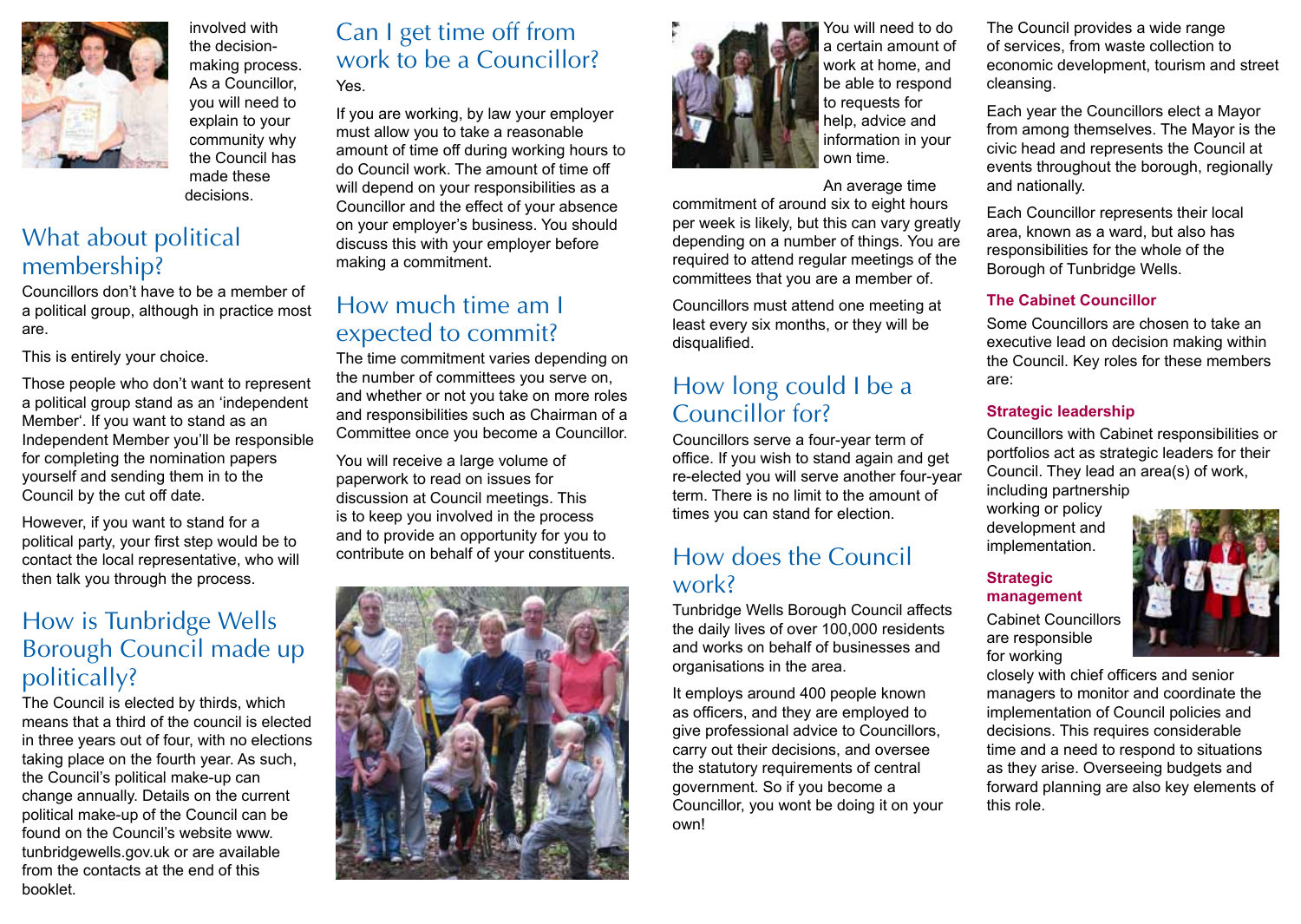involved with the decision-making process. As a Councillor, you will need to explain to your community why the Council has made these decisions.

## What about political membership?

Councillors don't have to be a member of a political group, although in practice most are.

This is entirely your choice.

Those people who don't want to represent a political group stand as an 'independent Member'. If you want to stand as an Independent Member you'll be responsible for completing the nomination papers yourself and sending them in to the Council by the cut off date.

However, if you want to stand for a political party, your first step would be to contact the local representative, who will then talk you through the process.

## How is Tunbridge Wells Borough Council made up politically?

The Council is elected by thirds, which means that a third of the council is elected in three years out of four, with no elections taking place on the fourth year. As such, the Council's political make-up can change annually. Details on the current political make-up of the Council can be found on the Council's website www.tunbridgewells.gov.uk or are available from the contacts at the end of this booklet.

## Can I get time off from work to be a Councillor?

Yes.

If you are working, by law your employer must allow you to take a reasonable amount of time off during working hours to do Council work. The amount of time off will depend on your responsibilities as a Councillor and the effect of your absence on your employer's business. You should discuss this with your employer before making a commitment.

## How much time am I expected to commit?

The time commitment varies depending on the number of committees you serve on, and whether or not you take on more roles and responsibilities such as Chairman of a Committee once you become a Councillor.

You will receive a large volume of paperwork to read on issues for discussion at Council meetings. This is to keep you involved in the process and to provide an opportunity for you to contribute on behalf of your constituents.

You will need to do a certain amount of work at home, and be able to respond to requests for help, advice and information in your own time.

An average time commitment of around six to eight hours per week is likely, but this can vary greatly depending on a number of things. You are required to attend regular meetings of the committees that you are a member of.

Councillors must attend one meeting at least every six months, or they will be disqualified.

## How long could I be a Councillor for?

Councillors serve a four-year term of office. If you wish to stand again and get re-elected you will serve another four-year term. There is no limit to the amount of times you can stand for election.

## How does the Council work?

Tunbridge Wells Borough Council affects the daily lives of over 100,000 residents and works on behalf of businesses and organisations in the area.

It employs around 400 people known as officers, and they are employed to give professional advice to Councillors, carry out their decisions, and oversee the statutory requirements of central government. So if you become a Councillor, you wont be doing it on your own!

The Council provides a wide range of services, from waste collection to economic development, tourism and street cleansing.

Each year the Councillors elect a Mayor from among themselves. The Mayor is the civic head and represents the Council at events throughout the borough, regionally and nationally.

Each Councillor represents their local area, known as a ward, but also has responsibilities for the whole of the Borough of Tunbridge Wells.

### The Cabinet Councillor

Some Councillors are chosen to take an executive lead on decision making within the Council. Key roles for these members are:

### Strategic leadership

Councillors with Cabinet responsibilities or portfolios act as strategic leaders for their Council. They lead an area(s) of work, including partnership working or policy development and implementation.

### Strategic management

Cabinet Councillors are responsible for working closely with chief officers and senior managers to monitor and coordinate the implementation of Council policies and decisions. This requires considerable time and a need to respond to situations as they arise. Overseeing budgets and forward planning are also key elements of this role.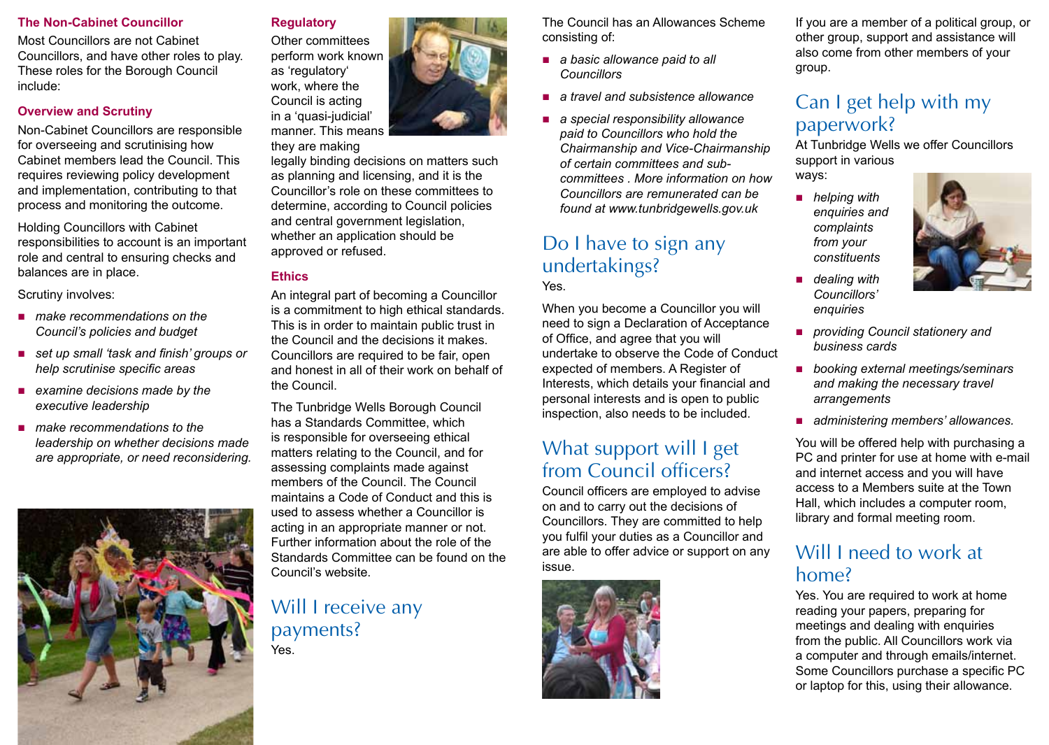### The Non-Cabinet Councillor

Most Councillors are not Cabinet Councillors, and have other roles to play. These roles for the Borough Council include:

#### Overview and Scrutiny

Non-Cabinet Councillors are responsible for overseeing and scrutinising how Cabinet members lead the Council. This requires reviewing policy development and implementation, contributing to that process and monitoring the outcome.

Holding Councillors with Cabinet responsibilities to account is an important role and central to ensuring checks and balances are in place.

Scrutiny involves:

- *make recommendations on the Council's policies and budget*
- *set up small 'task and finish' groups or help scrutinise specific areas*
- *examine decisions made by the executive leadership*
- *make recommendations to the leadership on whether decisions made are appropriate, or need reconsidering.*

#### Regulatory

Other committees perform work known as 'regulatory' work, where the Council is acting in a 'quasi-judicial' manner. This means they are making legally binding decisions on matters such as planning and licensing, and it is the Councillor's role on these committees to determine, according to Council policies and central government legislation, whether an application should be approved or refused.

#### Ethics

An integral part of becoming a Councillor is a commitment to high ethical standards. This is in order to maintain public trust in the Council and the decisions it makes. Councillors are required to be fair, open and honest in all of their work on behalf of the Council.

The Tunbridge Wells Borough Council has a Standards Committee, which is responsible for overseeing ethical matters relating to the Council, and for assessing complaints made against members of the Council. The Council maintains a Code of Conduct and this is used to assess whether a Councillor is acting in an appropriate manner or not. Further information about the role of the Standards Committee can be found on the Council's website.

## Will I receive any payments?

Yes.

The Council has an Allowances Scheme consisting of:

- *a basic allowance paid to all Councillors*
- *a travel and subsistence allowance*
- *a special responsibility allowance paid to Councillors who hold the Chairmanship and Vice-Chairmanship of certain committees and sub-committees . More information on how Councillors are remunerated can be found at www.tunbridgewells.gov.uk*

## Do I have to sign any undertakings?

Yes.

When you become a Councillor you will need to sign a Declaration of Acceptance of Office, and agree that you will undertake to observe the Code of Conduct expected of members. A Register of Interests, which details your financial and personal interests and is open to public inspection, also needs to be included.

## What support will I get from Council officers?

Council officers are employed to advise on and to carry out the decisions of Councillors. They are committed to help you fulfil your duties as a Councillor and are able to offer advice or support on any issue.

If you are a member of a political group, or other group, support and assistance will also come from other members of your group.

## Can I get help with my paperwork?

At Tunbridge Wells we offer Councillors support in various ways:

- *helping with enquiries and complaints from your constituents*
- *dealing with Councillors' enquiries*
- *providing Council stationery and business cards*
- *booking external meetings/seminars and making the necessary travel arrangements*
- *administering members' allowances.*

You will be offered help with purchasing a PC and printer for use at home with e-mail and internet access and you will have access to a Members suite at the Town Hall, which includes a computer room, library and formal meeting room.

## Will I need to work at home?

Yes. You are required to work at home reading your papers, preparing for meetings and dealing with enquiries from the public. All Councillors work via a computer and through emails/internet. Some Councillors purchase a specific PC or laptop for this, using their allowance.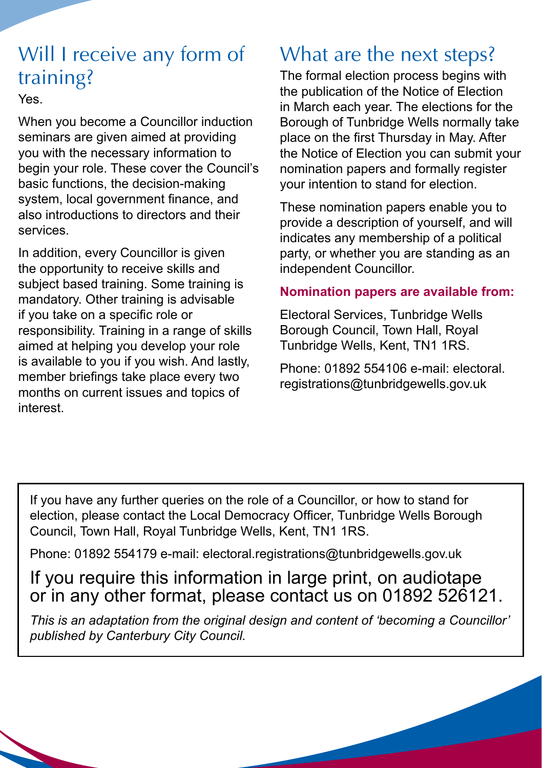## Will I receive any form of training?

Yes.

When you become a Councillor induction seminars are given aimed at providing you with the necessary information to begin your role. These cover the Council's basic functions, the decision-making system, local government finance, and also introductions to directors and their services.

In addition, every Councillor is given the opportunity to receive skills and subject based training. Some training is mandatory. Other training is advisable if you take on a specific role or responsibility. Training in a range of skills aimed at helping you develop your role is available to you if you wish. And lastly, member briefings take place every two months on current issues and topics of interest.

## What are the next steps?

The formal election process begins with the publication of the Notice of Election in March each year. The elections for the Borough of Tunbridge Wells normally take place on the first Thursday in May. After the Notice of Election you can submit your nomination papers and formally register your intention to stand for election.

These nomination papers enable you to provide a description of yourself, and will indicates any membership of a political party, or whether you are standing as an independent Councillor.

**Nomination papers are available from:**

Electoral Services, Tunbridge Wells Borough Council, Town Hall, Royal Tunbridge Wells, Kent, TN1 1RS.

Phone: 01892 554106 e-mail: electoral.registrations@tunbridgewells.gov.uk

If you have any further queries on the role of a Councillor, or how to stand for election, please contact the Local Democracy Officer, Tunbridge Wells Borough Council, Town Hall, Royal Tunbridge Wells, Kent, TN1 1RS.

Phone: 01892 554179 e-mail: electoral.registrations@tunbridgewells.gov.uk

If you require this information in large print, on audiotape or in any other format, please contact us on 01892 526121.

*This is an adaptation from the original design and content of 'becoming a Councillor' published by Canterbury City Council.*